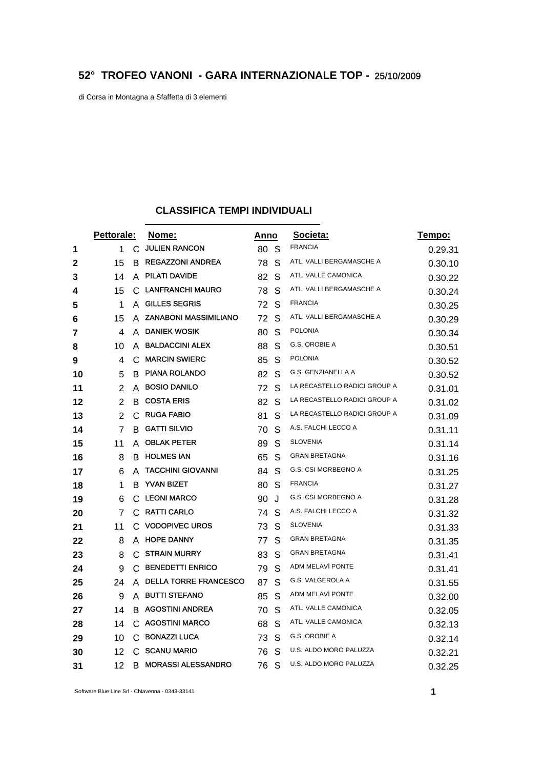## 52° TROFEO VANONI - GARA INTERNAZIONALE TOP - 25/10/2009

di Corsa in Montagna a Sfaffetta di 3 elementi

### CLASSIFICA TEMPI INDIVIDUALI

| | Pettorale: | | Nome: | Anno | | Societa: | Tempo: |
|---|---|---|---|---|---|---|---|
| 1 | 1 | C | JULIEN RANCON | 80 | S | FRANCIA | 0.29.31 |
| 2 | 15 | B | REGAZZONI ANDREA | 78 | S | ATL. VALLI BERGAMASCHE A | 0.30.10 |
| 3 | 14 | A | PILATI DAVIDE | 82 | S | ATL. VALLE CAMONICA | 0.30.22 |
| 4 | 15 | C | LANFRANCHI MAURO | 78 | S | ATL. VALLI BERGAMASCHE A | 0.30.24 |
| 5 | 1 | A | GILLES SEGRIS | 72 | S | FRANCIA | 0.30.25 |
| 6 | 15 | A | ZANABONI MASSIMILIANO | 72 | S | ATL. VALLI BERGAMASCHE A | 0.30.29 |
| 7 | 4 | A | DANIEK WOSIK | 80 | S | POLONIA | 0.30.34 |
| 8 | 10 | A | BALDACCINI ALEX | 88 | S | G.S. OROBIE A | 0.30.51 |
| 9 | 4 | C | MARCIN SWIERC | 85 | S | POLONIA | 0.30.52 |
| 10 | 5 | B | PIANA ROLANDO | 82 | S | G.S. GENZIANELLA A | 0.30.52 |
| 11 | 2 | A | BOSIO DANILO | 72 | S | LA RECASTELLO RADICI GROUP A | 0.31.01 |
| 12 | 2 | B | COSTA ERIS | 82 | S | LA RECASTELLO RADICI GROUP A | 0.31.02 |
| 13 | 2 | C | RUGA FABIO | 81 | S | LA RECASTELLO RADICI GROUP A | 0.31.09 |
| 14 | 7 | B | GATTI SILVIO | 70 | S | A.S. FALCHI LECCO A | 0.31.11 |
| 15 | 11 | A | OBLAK PETER | 89 | S | SLOVENIA | 0.31.14 |
| 16 | 8 | B | HOLMES IAN | 65 | S | GRAN BRETAGNA | 0.31.16 |
| 17 | 6 | A | TACCHINI GIOVANNI | 84 | S | G.S. CSI MORBEGNO A | 0.31.25 |
| 18 | 1 | B | YVAN BIZET | 80 | S | FRANCIA | 0.31.27 |
| 19 | 6 | C | LEONI MARCO | 90 | J | G.S. CSI MORBEGNO A | 0.31.28 |
| 20 | 7 | C | RATTI CARLO | 74 | S | A.S. FALCHI LECCO A | 0.31.32 |
| 21 | 11 | C | VODOPIVEC UROS | 73 | S | SLOVENIA | 0.31.33 |
| 22 | 8 | A | HOPE DANNY | 77 | S | GRAN BRETAGNA | 0.31.35 |
| 23 | 8 | C | STRAIN MURRY | 83 | S | GRAN BRETAGNA | 0.31.41 |
| 24 | 9 | C | BENEDETTI ENRICO | 79 | S | ADM MELAVÌ PONTE | 0.31.41 |
| 25 | 24 | A | DELLA TORRE FRANCESCO | 87 | S | G.S. VALGEROLA A | 0.31.55 |
| 26 | 9 | A | BUTTI STEFANO | 85 | S | ADM MELAVÌ PONTE | 0.32.00 |
| 27 | 14 | B | AGOSTINI ANDREA | 70 | S | ATL. VALLE CAMONICA | 0.32.05 |
| 28 | 14 | C | AGOSTINI MARCO | 68 | S | ATL. VALLE CAMONICA | 0.32.13 |
| 29 | 10 | C | BONAZZI LUCA | 73 | S | G.S. OROBIE A | 0.32.14 |
| 30 | 12 | C | SCANU MARIO | 76 | S | U.S. ALDO MORO PALUZZA | 0.32.21 |
| 31 | 12 | B | MORASSI ALESSANDRO | 76 | S | U.S. ALDO MORO PALUZZA | 0.32.25 |

Software Blue Line Srl - Chiavenna - 0343-33141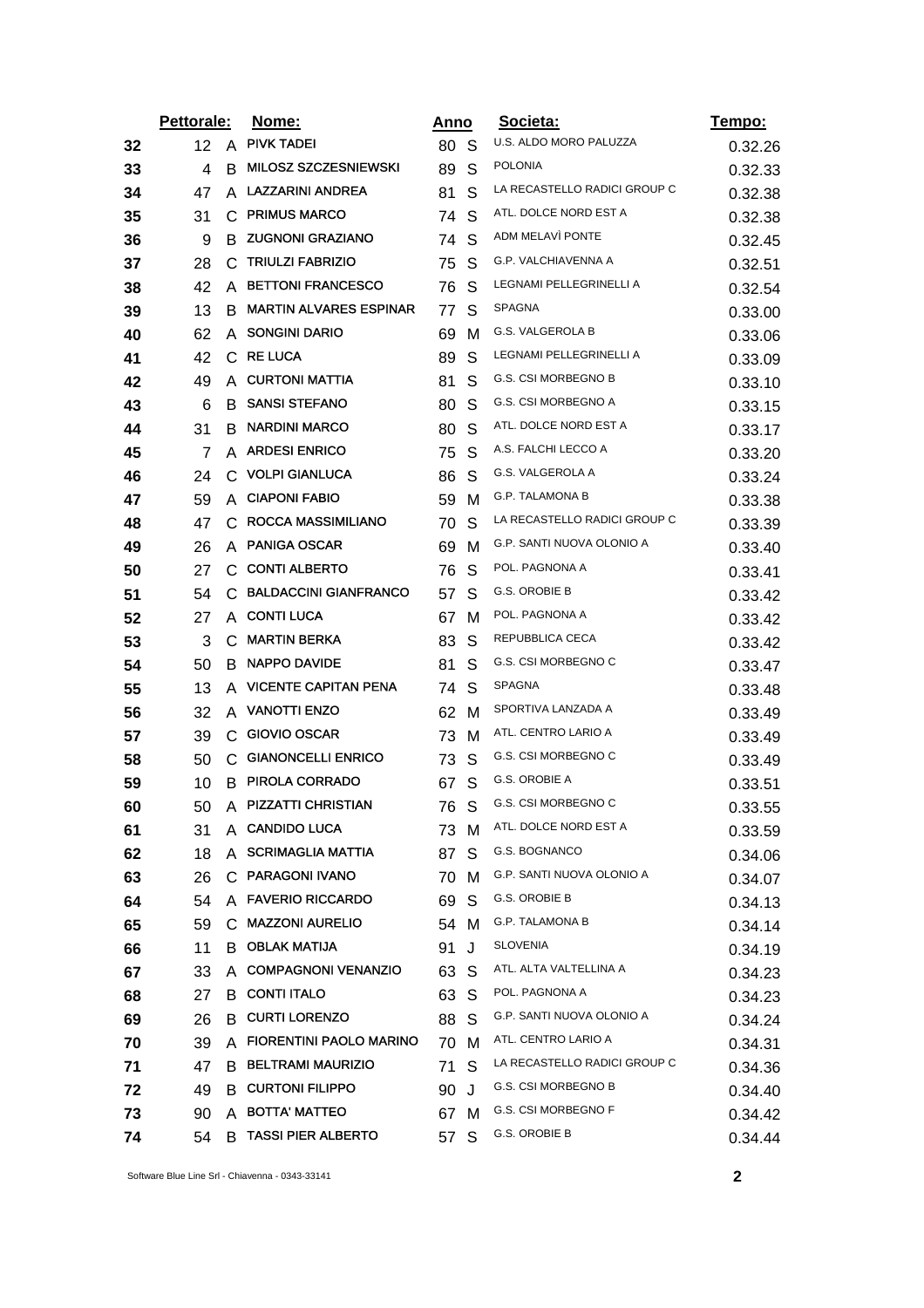| | Pettorale: | | Nome: | Anno | | Societa: | Tempo: |
|---|---|---|---|---|---|---|---|
| 32 | 12 | A | PIVK TADEI | 80 | S | U.S. ALDO MORO PALUZZA | 0.32.26 |
| 33 | 4 | B | MILOSZ SZCZESNIEWSKI | 89 | S | POLONIA | 0.32.33 |
| 34 | 47 | A | LAZZARINI ANDREA | 81 | S | LA RECASTELLO RADICI GROUP C | 0.32.38 |
| 35 | 31 | C | PRIMUS MARCO | 74 | S | ATL. DOLCE NORD EST A | 0.32.38 |
| 36 | 9 | B | ZUGNONI GRAZIANO | 74 | S | ADM MELAVÌ PONTE | 0.32.45 |
| 37 | 28 | C | TRIULZI FABRIZIO | 75 | S | G.P. VALCHIAVENNA A | 0.32.51 |
| 38 | 42 | A | BETTONI FRANCESCO | 76 | S | LEGNAMI PELLEGRINELLI A | 0.32.54 |
| 39 | 13 | B | MARTIN ALVARES ESPINAR | 77 | S | SPAGNA | 0.33.00 |
| 40 | 62 | A | SONGINI DARIO | 69 | M | G.S. VALGEROLA B | 0.33.06 |
| 41 | 42 | C | RE LUCA | 89 | S | LEGNAMI PELLEGRINELLI A | 0.33.09 |
| 42 | 49 | A | CURTONI MATTIA | 81 | S | G.S. CSI MORBEGNO B | 0.33.10 |
| 43 | 6 | B | SANSI STEFANO | 80 | S | G.S. CSI MORBEGNO A | 0.33.15 |
| 44 | 31 | B | NARDINI MARCO | 80 | S | ATL. DOLCE NORD EST A | 0.33.17 |
| 45 | 7 | A | ARDESI ENRICO | 75 | S | A.S. FALCHI LECCO A | 0.33.20 |
| 46 | 24 | C | VOLPI GIANLUCA | 86 | S | G.S. VALGEROLA A | 0.33.24 |
| 47 | 59 | A | CIAPONI FABIO | 59 | M | G.P. TALAMONA B | 0.33.38 |
| 48 | 47 | C | ROCCA MASSIMILIANO | 70 | S | LA RECASTELLO RADICI GROUP C | 0.33.39 |
| 49 | 26 | A | PANIGA OSCAR | 69 | M | G.P. SANTI NUOVA OLONIO A | 0.33.40 |
| 50 | 27 | C | CONTI ALBERTO | 76 | S | POL. PAGNONA A | 0.33.41 |
| 51 | 54 | C | BALDACCINI GIANFRANCO | 57 | S | G.S. OROBIE B | 0.33.42 |
| 52 | 27 | A | CONTI LUCA | 67 | M | POL. PAGNONA A | 0.33.42 |
| 53 | 3 | C | MARTIN BERKA | 83 | S | REPUBBLICA CECA | 0.33.42 |
| 54 | 50 | B | NAPPO DAVIDE | 81 | S | G.S. CSI MORBEGNO C | 0.33.47 |
| 55 | 13 | A | VICENTE CAPITAN PENA | 74 | S | SPAGNA | 0.33.48 |
| 56 | 32 | A | VANOTTI ENZO | 62 | M | SPORTIVA LANZADA A | 0.33.49 |
| 57 | 39 | C | GIOVIO OSCAR | 73 | M | ATL. CENTRO LARIO A | 0.33.49 |
| 58 | 50 | C | GIANONCELLI ENRICO | 73 | S | G.S. CSI MORBEGNO C | 0.33.49 |
| 59 | 10 | B | PIROLA CORRADO | 67 | S | G.S. OROBIE A | 0.33.51 |
| 60 | 50 | A | PIZZATTI CHRISTIAN | 76 | S | G.S. CSI MORBEGNO C | 0.33.55 |
| 61 | 31 | A | CANDIDO LUCA | 73 | M | ATL. DOLCE NORD EST A | 0.33.59 |
| 62 | 18 | A | SCRIMAGLIA MATTIA | 87 | S | G.S. BOGNANCO | 0.34.06 |
| 63 | 26 | C | PARAGONI IVANO | 70 | M | G.P. SANTI NUOVA OLONIO A | 0.34.07 |
| 64 | 54 | A | FAVERIO RICCARDO | 69 | S | G.S. OROBIE B | 0.34.13 |
| 65 | 59 | C | MAZZONI AURELIO | 54 | M | G.P. TALAMONA B | 0.34.14 |
| 66 | 11 | B | OBLAK MATIJA | 91 | J | SLOVENIA | 0.34.19 |
| 67 | 33 | A | COMPAGNONI VENANZIO | 63 | S | ATL. ALTA VALTELLINA A | 0.34.23 |
| 68 | 27 | B | CONTI ITALO | 63 | S | POL. PAGNONA A | 0.34.23 |
| 69 | 26 | B | CURTI LORENZO | 88 | S | G.P. SANTI NUOVA OLONIO A | 0.34.24 |
| 70 | 39 | A | FIORENTINI PAOLO MARINO | 70 | M | ATL. CENTRO LARIO A | 0.34.31 |
| 71 | 47 | B | BELTRAMI MAURIZIO | 71 | S | LA RECASTELLO RADICI GROUP C | 0.34.36 |
| 72 | 49 | B | CURTONI FILIPPO | 90 | J | G.S. CSI MORBEGNO B | 0.34.40 |
| 73 | 90 | A | BOTTA' MATTEO | 67 | M | G.S. CSI MORBEGNO F | 0.34.42 |
| 74 | 54 | B | TASSI PIER ALBERTO | 57 | S | G.S. OROBIE B | 0.34.44 |

Software Blue Line Srl - Chiavenna - 0343-33141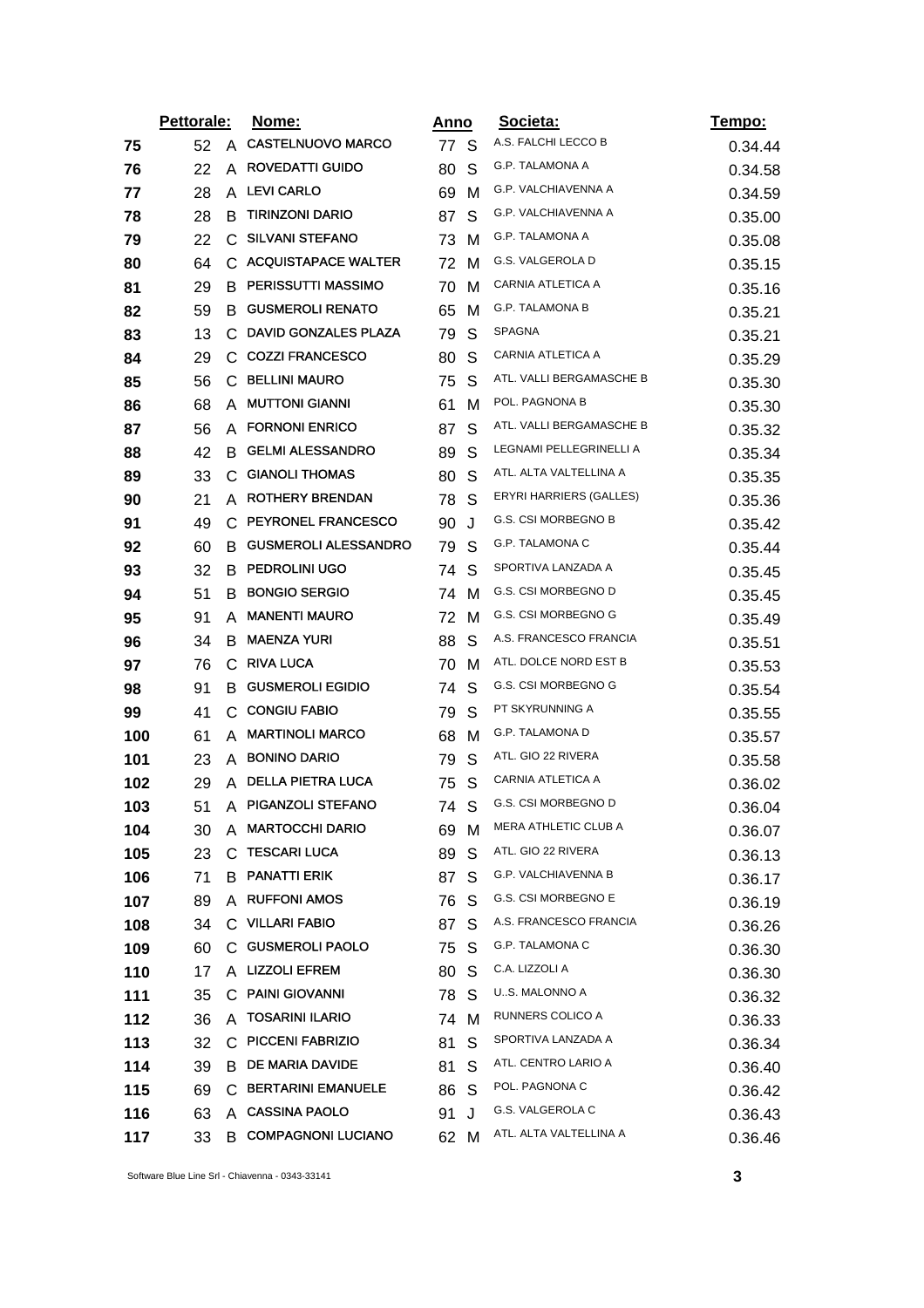| | Pettorale: | | Nome: | Anno | | Societa: | Tempo: |
|---|---|---|---|---|---|---|---|
| 75 | 52 | A | CASTELNUOVO MARCO | 77 | S | A.S. FALCHI LECCO B | 0.34.44 |
| 76 | 22 | A | ROVEDATTI GUIDO | 80 | S | G.P. TALAMONA A | 0.34.58 |
| 77 | 28 | A | LEVI CARLO | 69 | M | G.P. VALCHIAVENNA A | 0.34.59 |
| 78 | 28 | B | TIRINZONI DARIO | 87 | S | G.P. VALCHIAVENNA A | 0.35.00 |
| 79 | 22 | C | SILVANI STEFANO | 73 | M | G.P. TALAMONA A | 0.35.08 |
| 80 | 64 | C | ACQUISTAPACE WALTER | 72 | M | G.S. VALGEROLA D | 0.35.15 |
| 81 | 29 | B | PERISSUTTI MASSIMO | 70 | M | CARNIA ATLETICA A | 0.35.16 |
| 82 | 59 | B | GUSMEROLI RENATO | 65 | M | G.P. TALAMONA B | 0.35.21 |
| 83 | 13 | C | DAVID GONZALES PLAZA | 79 | S | SPAGNA | 0.35.21 |
| 84 | 29 | C | COZZI FRANCESCO | 80 | S | CARNIA ATLETICA A | 0.35.29 |
| 85 | 56 | C | BELLINI MAURO | 75 | S | ATL. VALLI BERGAMASCHE B | 0.35.30 |
| 86 | 68 | A | MUTTONI GIANNI | 61 | M | POL. PAGNONA B | 0.35.30 |
| 87 | 56 | A | FORNONI ENRICO | 87 | S | ATL. VALLI BERGAMASCHE B | 0.35.32 |
| 88 | 42 | B | GELMI ALESSANDRO | 89 | S | LEGNAMI PELLEGRINELLI A | 0.35.34 |
| 89 | 33 | C | GIANOLI THOMAS | 80 | S | ATL. ALTA VALTELLINA A | 0.35.35 |
| 90 | 21 | A | ROTHERY BRENDAN | 78 | S | ERYRI HARRIERS (GALLES) | 0.35.36 |
| 91 | 49 | C | PEYRONEL FRANCESCO | 90 | J | G.S. CSI MORBEGNO B | 0.35.42 |
| 92 | 60 | B | GUSMEROLI ALESSANDRO | 79 | S | G.P. TALAMONA C | 0.35.44 |
| 93 | 32 | B | PEDROLINI UGO | 74 | S | SPORTIVA LANZADA A | 0.35.45 |
| 94 | 51 | B | BONGIO SERGIO | 74 | M | G.S. CSI MORBEGNO D | 0.35.45 |
| 95 | 91 | A | MANENTI MAURO | 72 | M | G.S. CSI MORBEGNO G | 0.35.49 |
| 96 | 34 | B | MAENZA YURI | 88 | S | A.S. FRANCESCO FRANCIA | 0.35.51 |
| 97 | 76 | C | RIVA LUCA | 70 | M | ATL. DOLCE NORD EST B | 0.35.53 |
| 98 | 91 | B | GUSMEROLI EGIDIO | 74 | S | G.S. CSI MORBEGNO G | 0.35.54 |
| 99 | 41 | C | CONGIU FABIO | 79 | S | PT SKYRUNNING A | 0.35.55 |
| 100 | 61 | A | MARTINOLI MARCO | 68 | M | G.P. TALAMONA D | 0.35.57 |
| 101 | 23 | A | BONINO DARIO | 79 | S | ATL. GIO 22 RIVERA | 0.35.58 |
| 102 | 29 | A | DELLA PIETRA LUCA | 75 | S | CARNIA ATLETICA A | 0.36.02 |
| 103 | 51 | A | PIGANZOLI STEFANO | 74 | S | G.S. CSI MORBEGNO D | 0.36.04 |
| 104 | 30 | A | MARTOCCHI DARIO | 69 | M | MERA ATHLETIC CLUB A | 0.36.07 |
| 105 | 23 | C | TESCARI LUCA | 89 | S | ATL. GIO 22 RIVERA | 0.36.13 |
| 106 | 71 | B | PANATTI ERIK | 87 | S | G.P. VALCHIAVENNA B | 0.36.17 |
| 107 | 89 | A | RUFFONI AMOS | 76 | S | G.S. CSI MORBEGNO E | 0.36.19 |
| 108 | 34 | C | VILLARI FABIO | 87 | S | A.S. FRANCESCO FRANCIA | 0.36.26 |
| 109 | 60 | C | GUSMEROLI PAOLO | 75 | S | G.P. TALAMONA C | 0.36.30 |
| 110 | 17 | A | LIZZOLI EFREM | 80 | S | C.A. LIZZOLI A | 0.36.30 |
| 111 | 35 | C | PAINI GIOVANNI | 78 | S | U..S. MALONNO A | 0.36.32 |
| 112 | 36 | A | TOSARINI ILARIO | 74 | M | RUNNERS COLICO A | 0.36.33 |
| 113 | 32 | C | PICCENI FABRIZIO | 81 | S | SPORTIVA LANZADA A | 0.36.34 |
| 114 | 39 | B | DE MARIA DAVIDE | 81 | S | ATL. CENTRO LARIO A | 0.36.40 |
| 115 | 69 | C | BERTARINI EMANUELE | 86 | S | POL. PAGNONA C | 0.36.42 |
| 116 | 63 | A | CASSINA PAOLO | 91 | J | G.S. VALGEROLA C | 0.36.43 |
| 117 | 33 | B | COMPAGNONI LUCIANO | 62 | M | ATL. ALTA VALTELLINA A | 0.36.46 |

Software Blue Line Srl - Chiavenna - 0343-33141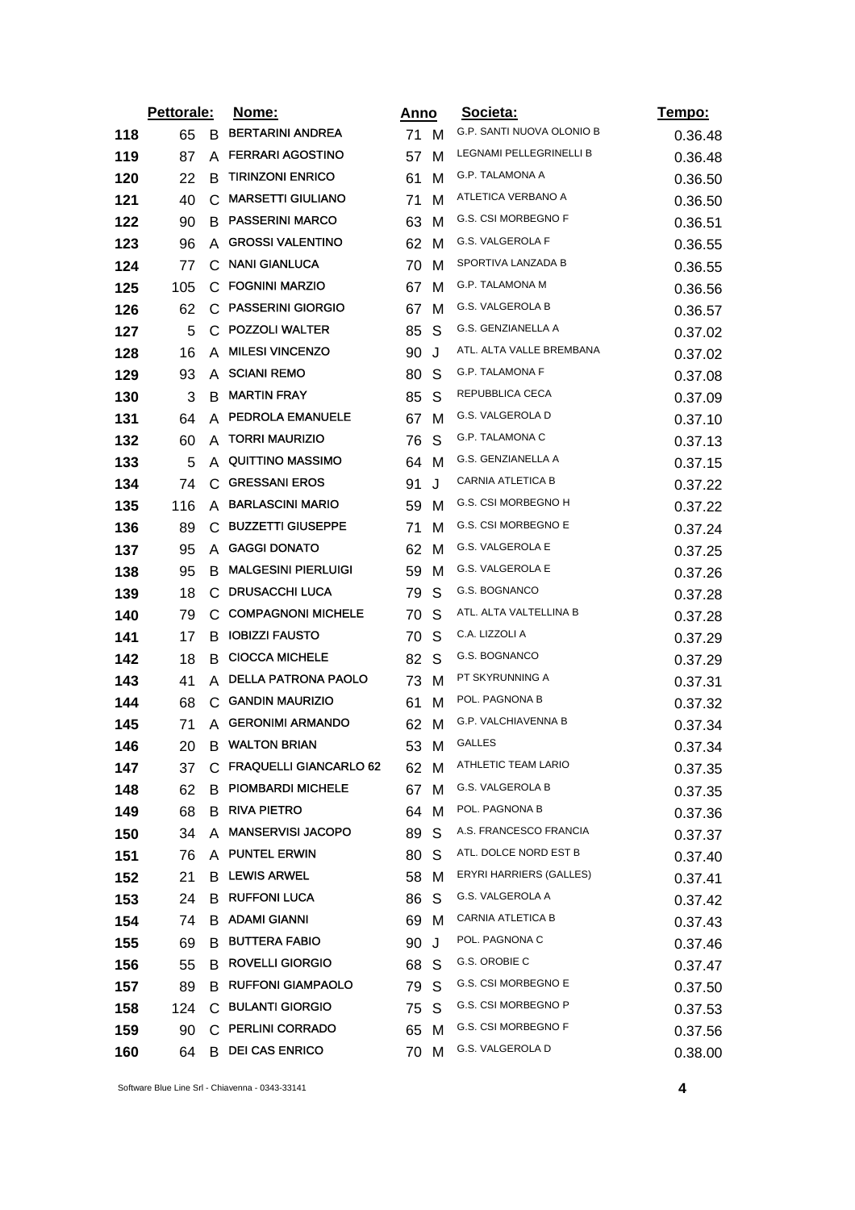| | Pettorale: | | Nome: | Anno | | Societa: | Tempo: |
|---|---|---|---|---|---|---|---|
| 118 | 65 | B | BERTARINI ANDREA | 71 | M | G.P. SANTI NUOVA OLONIO B | 0.36.48 |
| 119 | 87 | A | FERRARI AGOSTINO | 57 | M | LEGNAMI PELLEGRINELLI B | 0.36.48 |
| 120 | 22 | B | TIRINZONI ENRICO | 61 | M | G.P. TALAMONA A | 0.36.50 |
| 121 | 40 | C | MARSETTI GIULIANO | 71 | M | ATLETICA VERBANO A | 0.36.50 |
| 122 | 90 | B | PASSERINI MARCO | 63 | M | G.S. CSI MORBEGNO F | 0.36.51 |
| 123 | 96 | A | GROSSI VALENTINO | 62 | M | G.S. VALGEROLA F | 0.36.55 |
| 124 | 77 | C | NANI GIANLUCA | 70 | M | SPORTIVA LANZADA B | 0.36.55 |
| 125 | 105 | C | FOGNINI MARZIO | 67 | M | G.P. TALAMONA M | 0.36.56 |
| 126 | 62 | C | PASSERINI GIORGIO | 67 | M | G.S. VALGEROLA B | 0.36.57 |
| 127 | 5 | C | POZZOLI WALTER | 85 | S | G.S. GENZIANELLA A | 0.37.02 |
| 128 | 16 | A | MILESI VINCENZO | 90 | J | ATL. ALTA VALLE BREMBANA | 0.37.02 |
| 129 | 93 | A | SCIANI REMO | 80 | S | G.P. TALAMONA F | 0.37.08 |
| 130 | 3 | B | MARTIN FRAY | 85 | S | REPUBBLICA CECA | 0.37.09 |
| 131 | 64 | A | PEDROLA EMANUELE | 67 | M | G.S. VALGEROLA D | 0.37.10 |
| 132 | 60 | A | TORRI MAURIZIO | 76 | S | G.P. TALAMONA C | 0.37.13 |
| 133 | 5 | A | QUITTINO MASSIMO | 64 | M | G.S. GENZIANELLA A | 0.37.15 |
| 134 | 74 | C | GRESSANI EROS | 91 | J | CARNIA ATLETICA B | 0.37.22 |
| 135 | 116 | A | BARLASCINI MARIO | 59 | M | G.S. CSI MORBEGNO H | 0.37.22 |
| 136 | 89 | C | BUZZETTI GIUSEPPE | 71 | M | G.S. CSI MORBEGNO E | 0.37.24 |
| 137 | 95 | A | GAGGI DONATO | 62 | M | G.S. VALGEROLA E | 0.37.25 |
| 138 | 95 | B | MALGESINI PIERLUIGI | 59 | M | G.S. VALGEROLA E | 0.37.26 |
| 139 | 18 | C | DRUSACCHI LUCA | 79 | S | G.S. BOGNANCO | 0.37.28 |
| 140 | 79 | C | COMPAGNONI MICHELE | 70 | S | ATL. ALTA VALTELLINA B | 0.37.28 |
| 141 | 17 | B | IOBIZZI FAUSTO | 70 | S | C.A. LIZZOLI A | 0.37.29 |
| 142 | 18 | B | CIOCCA MICHELE | 82 | S | G.S. BOGNANCO | 0.37.29 |
| 143 | 41 | A | DELLA PATRONA PAOLO | 73 | M | PT SKYRUNNING A | 0.37.31 |
| 144 | 68 | C | GANDIN MAURIZIO | 61 | M | POL. PAGNONA B | 0.37.32 |
| 145 | 71 | A | GERONIMI ARMANDO | 62 | M | G.P. VALCHIAVENNA B | 0.37.34 |
| 146 | 20 | B | WALTON BRIAN | 53 | M | GALLES | 0.37.34 |
| 147 | 37 | C | FRAQUELLI GIANCARLO 62 | 62 | M | ATHLETIC TEAM LARIO | 0.37.35 |
| 148 | 62 | B | PIOMBARDI MICHELE | 67 | M | G.S. VALGEROLA B | 0.37.35 |
| 149 | 68 | B | RIVA PIETRO | 64 | M | POL. PAGNONA B | 0.37.36 |
| 150 | 34 | A | MANSERVISI JACOPO | 89 | S | A.S. FRANCESCO FRANCIA | 0.37.37 |
| 151 | 76 | A | PUNTEL ERWIN | 80 | S | ATL. DOLCE NORD EST B | 0.37.40 |
| 152 | 21 | B | LEWIS ARWEL | 58 | M | ERYRI HARRIERS (GALLES) | 0.37.41 |
| 153 | 24 | B | RUFFONI LUCA | 86 | S | G.S. VALGEROLA A | 0.37.42 |
| 154 | 74 | B | ADAMI GIANNI | 69 | M | CARNIA ATLETICA B | 0.37.43 |
| 155 | 69 | B | BUTTERA FABIO | 90 | J | POL. PAGNONA C | 0.37.46 |
| 156 | 55 | B | ROVELLI GIORGIO | 68 | S | G.S. OROBIE C | 0.37.47 |
| 157 | 89 | B | RUFFONI GIAMPAOLO | 79 | S | G.S. CSI MORBEGNO E | 0.37.50 |
| 158 | 124 | C | BULANTI GIORGIO | 75 | S | G.S. CSI MORBEGNO P | 0.37.53 |
| 159 | 90 | C | PERLINI CORRADO | 65 | M | G.S. CSI MORBEGNO F | 0.37.56 |
| 160 | 64 | B | DEI CAS ENRICO | 70 | M | G.S. VALGEROLA D | 0.38.00 |

Software Blue Line Srl - Chiavenna - 0343-33141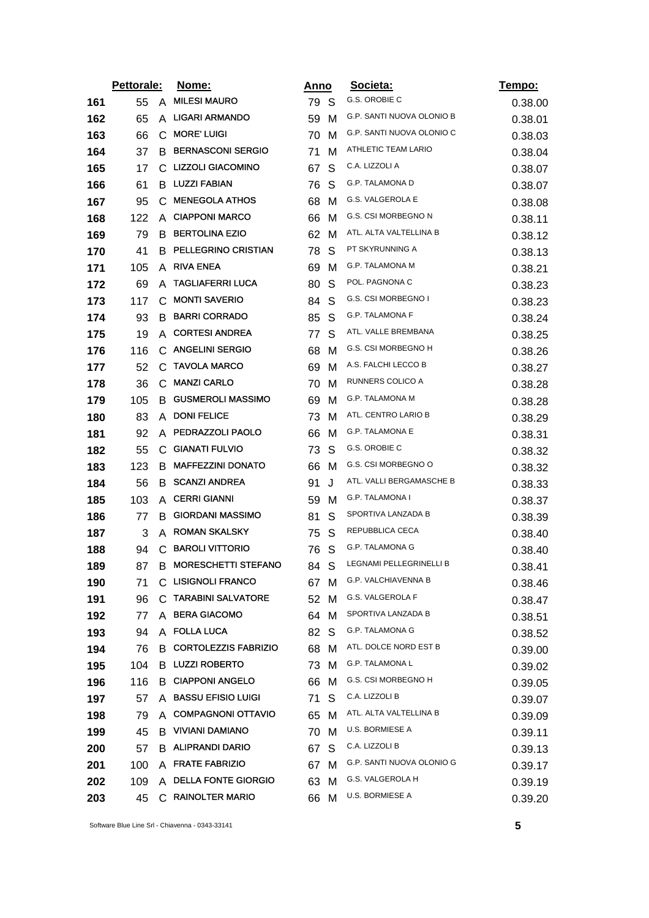| | Pettorale: | | Nome: | Anno | | Societa: | Tempo: |
|---|---|---|---|---|---|---|---|
| 161 | 55 | A | MILESI MAURO | 79 | S | G.S. OROBIE C | 0.38.00 |
| 162 | 65 | A | LIGARI ARMANDO | 59 | M | G.P. SANTI NUOVA OLONIO B | 0.38.01 |
| 163 | 66 | C | MORE' LUIGI | 70 | M | G.P. SANTI NUOVA OLONIO C | 0.38.03 |
| 164 | 37 | B | BERNASCONI SERGIO | 71 | M | ATHLETIC TEAM LARIO | 0.38.04 |
| 165 | 17 | C | LIZZOLI GIACOMINO | 67 | S | C.A. LIZZOLI A | 0.38.07 |
| 166 | 61 | B | LUZZI FABIAN | 76 | S | G.P. TALAMONA D | 0.38.07 |
| 167 | 95 | C | MENEGOLA ATHOS | 68 | M | G.S. VALGEROLA E | 0.38.08 |
| 168 | 122 | A | CIAPPONI MARCO | 66 | M | G.S. CSI MORBEGNO N | 0.38.11 |
| 169 | 79 | B | BERTOLINA EZIO | 62 | M | ATL. ALTA VALTELLINA B | 0.38.12 |
| 170 | 41 | B | PELLEGRINO CRISTIAN | 78 | S | PT SKYRUNNING A | 0.38.13 |
| 171 | 105 | A | RIVA ENEA | 69 | M | G.P. TALAMONA M | 0.38.21 |
| 172 | 69 | A | TAGLIAFERRI LUCA | 80 | S | POL. PAGNONA C | 0.38.23 |
| 173 | 117 | C | MONTI SAVERIO | 84 | S | G.S. CSI MORBEGNO I | 0.38.23 |
| 174 | 93 | B | BARRI CORRADO | 85 | S | G.P. TALAMONA F | 0.38.24 |
| 175 | 19 | A | CORTESI ANDREA | 77 | S | ATL. VALLE BREMBANA | 0.38.25 |
| 176 | 116 | C | ANGELINI SERGIO | 68 | M | G.S. CSI MORBEGNO H | 0.38.26 |
| 177 | 52 | C | TAVOLA MARCO | 69 | M | A.S. FALCHI LECCO B | 0.38.27 |
| 178 | 36 | C | MANZI CARLO | 70 | M | RUNNERS COLICO A | 0.38.28 |
| 179 | 105 | B | GUSMEROLI MASSIMO | 69 | M | G.P. TALAMONA M | 0.38.28 |
| 180 | 83 | A | DONI FELICE | 73 | M | ATL. CENTRO LARIO B | 0.38.29 |
| 181 | 92 | A | PEDRAZZOLI PAOLO | 66 | M | G.P. TALAMONA E | 0.38.31 |
| 182 | 55 | C | GIANATI FULVIO | 73 | S | G.S. OROBIE C | 0.38.32 |
| 183 | 123 | B | MAFFEZZINI DONATO | 66 | M | G.S. CSI MORBEGNO O | 0.38.32 |
| 184 | 56 | B | SCANZI ANDREA | 91 | J | ATL. VALLI BERGAMASCHE B | 0.38.33 |
| 185 | 103 | A | CERRI GIANNI | 59 | M | G.P. TALAMONA I | 0.38.37 |
| 186 | 77 | B | GIORDANI MASSIMO | 81 | S | SPORTIVA LANZADA B | 0.38.39 |
| 187 | 3 | A | ROMAN SKALSKY | 75 | S | REPUBBLICA CECA | 0.38.40 |
| 188 | 94 | C | BAROLI VITTORIO | 76 | S | G.P. TALAMONA G | 0.38.40 |
| 189 | 87 | B | MORESCHETTI STEFANO | 84 | S | LEGNAMI PELLEGRINELLI B | 0.38.41 |
| 190 | 71 | C | LISIGNOLI FRANCO | 67 | M | G.P. VALCHIAVENNA B | 0.38.46 |
| 191 | 96 | C | TARABINI SALVATORE | 52 | M | G.S. VALGEROLA F | 0.38.47 |
| 192 | 77 | A | BERA GIACOMO | 64 | M | SPORTIVA LANZADA B | 0.38.51 |
| 193 | 94 | A | FOLLA LUCA | 82 | S | G.P. TALAMONA G | 0.38.52 |
| 194 | 76 | B | CORTOLEZZIS FABRIZIO | 68 | M | ATL. DOLCE NORD EST B | 0.39.00 |
| 195 | 104 | B | LUZZI ROBERTO | 73 | M | G.P. TALAMONA L | 0.39.02 |
| 196 | 116 | B | CIAPPONI ANGELO | 66 | M | G.S. CSI MORBEGNO H | 0.39.05 |
| 197 | 57 | A | BASSU EFISIO LUIGI | 71 | S | C.A. LIZZOLI B | 0.39.07 |
| 198 | 79 | A | COMPAGNONI OTTAVIO | 65 | M | ATL. ALTA VALTELLINA B | 0.39.09 |
| 199 | 45 | B | VIVIANI DAMIANO | 70 | M | U.S. BORMIESE A | 0.39.11 |
| 200 | 57 | B | ALIPRANDI DARIO | 67 | S | C.A. LIZZOLI B | 0.39.13 |
| 201 | 100 | A | FRATE FABRIZIO | 67 | M | G.P. SANTI NUOVA OLONIO G | 0.39.17 |
| 202 | 109 | A | DELLA FONTE GIORGIO | 63 | M | G.S. VALGEROLA H | 0.39.19 |
| 203 | 45 | C | RAINOLTER MARIO | 66 | M | U.S. BORMIESE A | 0.39.20 |

Software Blue Line Srl - Chiavenna - 0343-33141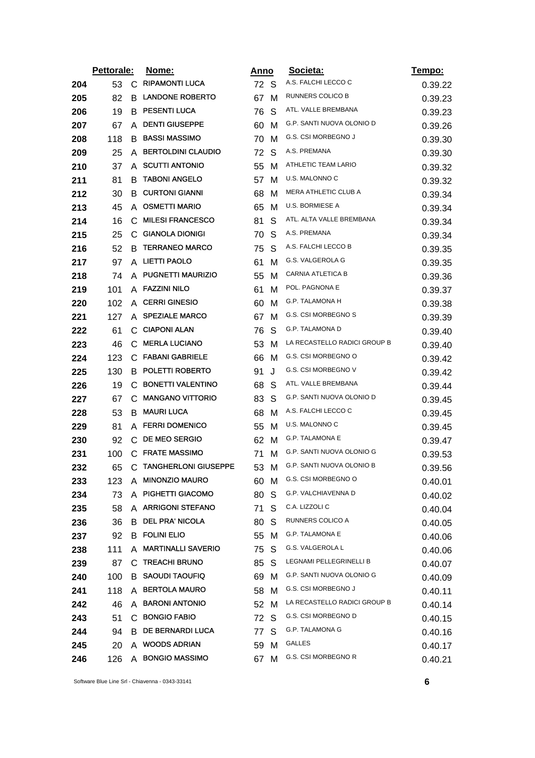| | Pettorale: | | Nome: | Anno | | Societa: | Tempo: |
|---|---|---|---|---|---|---|---|
| 204 | 53 | C | RIPAMONTI LUCA | 72 | S | A.S. FALCHI LECCO C | 0.39.22 |
| 205 | 82 | B | LANDONE ROBERTO | 67 | M | RUNNERS COLICO B | 0.39.23 |
| 206 | 19 | B | PESENTI LUCA | 76 | S | ATL. VALLE BREMBANA | 0.39.23 |
| 207 | 67 | A | DENTI GIUSEPPE | 60 | M | G.P. SANTI NUOVA OLONIO D | 0.39.26 |
| 208 | 118 | B | BASSI MASSIMO | 70 | M | G.S. CSI MORBEGNO J | 0.39.30 |
| 209 | 25 | A | BERTOLDINI CLAUDIO | 72 | S | A.S. PREMANA | 0.39.30 |
| 210 | 37 | A | SCUTTI ANTONIO | 55 | M | ATHLETIC TEAM LARIO | 0.39.32 |
| 211 | 81 | B | TABONI ANGELO | 57 | M | U.S. MALONNO C | 0.39.32 |
| 212 | 30 | B | CURTONI GIANNI | 68 | M | MERA ATHLETIC CLUB A | 0.39.34 |
| 213 | 45 | A | OSMETTI MARIO | 65 | M | U.S. BORMIESE A | 0.39.34 |
| 214 | 16 | C | MILESI FRANCESCO | 81 | S | ATL. ALTA VALLE BREMBANA | 0.39.34 |
| 215 | 25 | C | GIANOLA DIONIGI | 70 | S | A.S. PREMANA | 0.39.34 |
| 216 | 52 | B | TERRANEO MARCO | 75 | S | A.S. FALCHI LECCO B | 0.39.35 |
| 217 | 97 | A | LIETTI PAOLO | 61 | M | G.S. VALGEROLA G | 0.39.35 |
| 218 | 74 | A | PUGNETTI MAURIZIO | 55 | M | CARNIA ATLETICA B | 0.39.36 |
| 219 | 101 | A | FAZZINI NILO | 61 | M | POL. PAGNONA E | 0.39.37 |
| 220 | 102 | A | CERRI GINESIO | 60 | M | G.P. TALAMONA H | 0.39.38 |
| 221 | 127 | A | SPEZIALE MARCO | 67 | M | G.S. CSI MORBEGNO S | 0.39.39 |
| 222 | 61 | C | CIAPONI ALAN | 76 | S | G.P. TALAMONA D | 0.39.40 |
| 223 | 46 | C | MERLA LUCIANO | 53 | M | LA RECASTELLO RADICI GROUP B | 0.39.40 |
| 224 | 123 | C | FABANI GABRIELE | 66 | M | G.S. CSI MORBEGNO O | 0.39.42 |
| 225 | 130 | B | POLETTI ROBERTO | 91 | J | G.S. CSI MORBEGNO V | 0.39.42 |
| 226 | 19 | C | BONETTI VALENTINO | 68 | S | ATL. VALLE BREMBANA | 0.39.44 |
| 227 | 67 | C | MANGANO VITTORIO | 83 | S | G.P. SANTI NUOVA OLONIO D | 0.39.45 |
| 228 | 53 | B | MAURI LUCA | 68 | M | A.S. FALCHI LECCO C | 0.39.45 |
| 229 | 81 | A | FERRI DOMENICO | 55 | M | U.S. MALONNO C | 0.39.45 |
| 230 | 92 | C | DE MEO SERGIO | 62 | M | G.P. TALAMONA E | 0.39.47 |
| 231 | 100 | C | FRATE MASSIMO | 71 | M | G.P. SANTI NUOVA OLONIO G | 0.39.53 |
| 232 | 65 | C | TANGHERLONI GIUSEPPE | 53 | M | G.P. SANTI NUOVA OLONIO B | 0.39.56 |
| 233 | 123 | A | MINONZIO MAURO | 60 | M | G.S. CSI MORBEGNO O | 0.40.01 |
| 234 | 73 | A | PIGHETTI GIACOMO | 80 | S | G.P. VALCHIAVENNA D | 0.40.02 |
| 235 | 58 | A | ARRIGONI STEFANO | 71 | S | C.A. LIZZOLI C | 0.40.04 |
| 236 | 36 | B | DEL PRA' NICOLA | 80 | S | RUNNERS COLICO A | 0.40.05 |
| 237 | 92 | B | FOLINI ELIO | 55 | M | G.P. TALAMONA E | 0.40.06 |
| 238 | 111 | A | MARTINALLI SAVERIO | 75 | S | G.S. VALGEROLA L | 0.40.06 |
| 239 | 87 | C | TREACHI BRUNO | 85 | S | LEGNAMI PELLEGRINELLI B | 0.40.07 |
| 240 | 100 | B | SAOUDI TAOUFIQ | 69 | M | G.P. SANTI NUOVA OLONIO G | 0.40.09 |
| 241 | 118 | A | BERTOLA MAURO | 58 | M | G.S. CSI MORBEGNO J | 0.40.11 |
| 242 | 46 | A | BARONI ANTONIO | 52 | M | LA RECASTELLO RADICI GROUP B | 0.40.14 |
| 243 | 51 | C | BONGIO FABIO | 72 | S | G.S. CSI MORBEGNO D | 0.40.15 |
| 244 | 94 | B | DE BERNARDI LUCA | 77 | S | G.P. TALAMONA G | 0.40.16 |
| 245 | 20 | A | WOODS ADRIAN | 59 | M | GALLES | 0.40.17 |
| 246 | 126 | A | BONGIO MASSIMO | 67 | M | G.S. CSI MORBEGNO R | 0.40.21 |

Software Blue Line Srl - Chiavenna - 0343-33141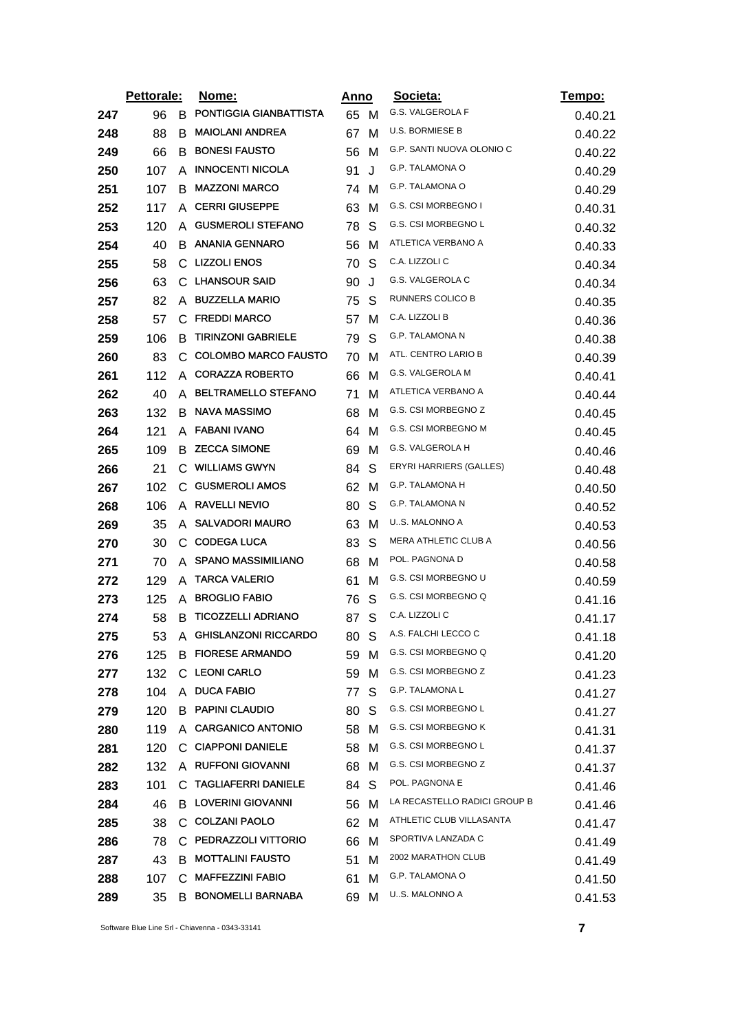|  | Pettorale: |  | Nome: | Anno |  | Societa: | Tempo: |
|---|---|---|---|---|---|---|---|
| 247 | 96 | B | PONTIGGIA GIANBATTISTA | 65 | M | G.S. VALGEROLA F | 0.40.21 |
| 248 | 88 | B | MAIOLANI ANDREA | 67 | M | U.S. BORMIESE B | 0.40.22 |
| 249 | 66 | B | BONESI FAUSTO | 56 | M | G.P. SANTI NUOVA OLONIO C | 0.40.22 |
| 250 | 107 | A | INNOCENTI NICOLA | 91 | J | G.P. TALAMONA O | 0.40.29 |
| 251 | 107 | B | MAZZONI MARCO | 74 | M | G.P. TALAMONA O | 0.40.29 |
| 252 | 117 | A | CERRI GIUSEPPE | 63 | M | G.S. CSI MORBEGNO I | 0.40.31 |
| 253 | 120 | A | GUSMEROLI STEFANO | 78 | S | G.S. CSI MORBEGNO L | 0.40.32 |
| 254 | 40 | B | ANANIA GENNARO | 56 | M | ATLETICA VERBANO A | 0.40.33 |
| 255 | 58 | C | LIZZOLI ENOS | 70 | S | C.A. LIZZOLI C | 0.40.34 |
| 256 | 63 | C | LHANSOUR SAID | 90 | J | G.S. VALGEROLA C | 0.40.34 |
| 257 | 82 | A | BUZZELLA MARIO | 75 | S | RUNNERS COLICO B | 0.40.35 |
| 258 | 57 | C | FREDDI MARCO | 57 | M | C.A. LIZZOLI B | 0.40.36 |
| 259 | 106 | B | TIRINZONI GABRIELE | 79 | S | G.P. TALAMONA N | 0.40.38 |
| 260 | 83 | C | COLOMBO MARCO FAUSTO | 70 | M | ATL. CENTRO LARIO B | 0.40.39 |
| 261 | 112 | A | CORAZZA ROBERTO | 66 | M | G.S. VALGEROLA M | 0.40.41 |
| 262 | 40 | A | BELTRAMELLO STEFANO | 71 | M | ATLETICA VERBANO A | 0.40.44 |
| 263 | 132 | B | NAVA MASSIMO | 68 | M | G.S. CSI MORBEGNO Z | 0.40.45 |
| 264 | 121 | A | FABANI IVANO | 64 | M | G.S. CSI MORBEGNO M | 0.40.45 |
| 265 | 109 | B | ZECCA SIMONE | 69 | M | G.S. VALGEROLA H | 0.40.46 |
| 266 | 21 | C | WILLIAMS GWYN | 84 | S | ERYRI HARRIERS (GALLES) | 0.40.48 |
| 267 | 102 | C | GUSMEROLI AMOS | 62 | M | G.P. TALAMONA H | 0.40.50 |
| 268 | 106 | A | RAVELLI NEVIO | 80 | S | G.P. TALAMONA N | 0.40.52 |
| 269 | 35 | A | SALVADORI MAURO | 63 | M | U..S. MALONNO A | 0.40.53 |
| 270 | 30 | C | CODEGA LUCA | 83 | S | MERA ATHLETIC CLUB A | 0.40.56 |
| 271 | 70 | A | SPANO MASSIMILIANO | 68 | M | POL. PAGNONA D | 0.40.58 |
| 272 | 129 | A | TARCA VALERIO | 61 | M | G.S. CSI MORBEGNO U | 0.40.59 |
| 273 | 125 | A | BROGLIO FABIO | 76 | S | G.S. CSI MORBEGNO Q | 0.41.16 |
| 274 | 58 | B | TICOZZELLI ADRIANO | 87 | S | C.A. LIZZOLI C | 0.41.17 |
| 275 | 53 | A | GHISLANZONI RICCARDO | 80 | S | A.S. FALCHI LECCO C | 0.41.18 |
| 276 | 125 | B | FIORESE ARMANDO | 59 | M | G.S. CSI MORBEGNO Q | 0.41.20 |
| 277 | 132 | C | LEONI CARLO | 59 | M | G.S. CSI MORBEGNO Z | 0.41.23 |
| 278 | 104 | A | DUCA FABIO | 77 | S | G.P. TALAMONA L | 0.41.27 |
| 279 | 120 | B | PAPINI CLAUDIO | 80 | S | G.S. CSI MORBEGNO L | 0.41.27 |
| 280 | 119 | A | CARGANICO ANTONIO | 58 | M | G.S. CSI MORBEGNO K | 0.41.31 |
| 281 | 120 | C | CIAPPONI DANIELE | 58 | M | G.S. CSI MORBEGNO L | 0.41.37 |
| 282 | 132 | A | RUFFONI GIOVANNI | 68 | M | G.S. CSI MORBEGNO Z | 0.41.37 |
| 283 | 101 | C | TAGLIAFERRI DANIELE | 84 | S | POL. PAGNONA E | 0.41.46 |
| 284 | 46 | B | LOVERINI GIOVANNI | 56 | M | LA RECASTELLO RADICI GROUP B | 0.41.46 |
| 285 | 38 | C | COLZANI PAOLO | 62 | M | ATHLETIC CLUB VILLASANTA | 0.41.47 |
| 286 | 78 | C | PEDRAZZOLI VITTORIO | 66 | M | SPORTIVA LANZADA C | 0.41.49 |
| 287 | 43 | B | MOTTALINI FAUSTO | 51 | M | 2002 MARATHON CLUB | 0.41.49 |
| 288 | 107 | C | MAFFEZZINI FABIO | 61 | M | G.P. TALAMONA O | 0.41.50 |
| 289 | 35 | B | BONOMELLI BARNABA | 69 | M | U..S. MALONNO A | 0.41.53 |

Software Blue Line Srl - Chiavenna - 0343-33141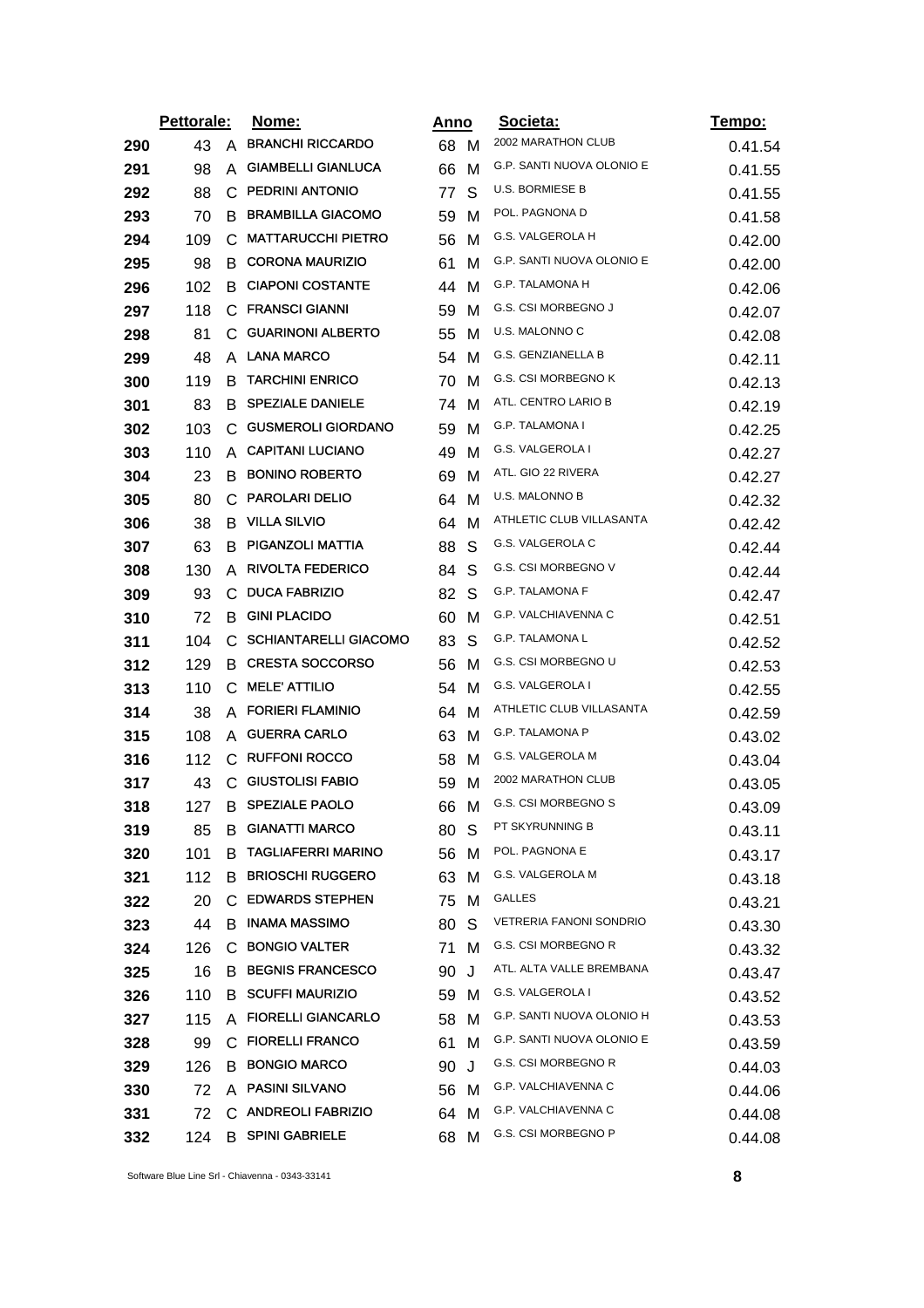| | Pettorale: | | Nome: | Anno | | Societa: | Tempo: |
|---|---|---|---|---|---|---|---|
| 290 | 43 | A | BRANCHI RICCARDO | 68 | M | 2002 MARATHON CLUB | 0.41.54 |
| 291 | 98 | A | GIAMBELLI GIANLUCA | 66 | M | G.P. SANTI NUOVA OLONIO E | 0.41.55 |
| 292 | 88 | C | PEDRINI ANTONIO | 77 | S | U.S. BORMIESE B | 0.41.55 |
| 293 | 70 | B | BRAMBILLA GIACOMO | 59 | M | POL. PAGNONA D | 0.41.58 |
| 294 | 109 | C | MATTARUCCHI PIETRO | 56 | M | G.S. VALGEROLA H | 0.42.00 |
| 295 | 98 | B | CORONA MAURIZIO | 61 | M | G.P. SANTI NUOVA OLONIO E | 0.42.00 |
| 296 | 102 | B | CIAPONI COSTANTE | 44 | M | G.P. TALAMONA H | 0.42.06 |
| 297 | 118 | C | FRANSCI GIANNI | 59 | M | G.S. CSI MORBEGNO J | 0.42.07 |
| 298 | 81 | C | GUARINONI ALBERTO | 55 | M | U.S. MALONNO C | 0.42.08 |
| 299 | 48 | A | LANA MARCO | 54 | M | G.S. GENZIANELLA B | 0.42.11 |
| 300 | 119 | B | TARCHINI ENRICO | 70 | M | G.S. CSI MORBEGNO K | 0.42.13 |
| 301 | 83 | B | SPEZIALE DANIELE | 74 | M | ATL. CENTRO LARIO B | 0.42.19 |
| 302 | 103 | C | GUSMEROLI GIORDANO | 59 | M | G.P. TALAMONA I | 0.42.25 |
| 303 | 110 | A | CAPITANI LUCIANO | 49 | M | G.S. VALGEROLA I | 0.42.27 |
| 304 | 23 | B | BONINO ROBERTO | 69 | M | ATL. GIO 22 RIVERA | 0.42.27 |
| 305 | 80 | C | PAROLARI DELIO | 64 | M | U.S. MALONNO B | 0.42.32 |
| 306 | 38 | B | VILLA SILVIO | 64 | M | ATHLETIC CLUB VILLASANTA | 0.42.42 |
| 307 | 63 | B | PIGANZOLI MATTIA | 88 | S | G.S. VALGEROLA C | 0.42.44 |
| 308 | 130 | A | RIVOLTA FEDERICO | 84 | S | G.S. CSI MORBEGNO V | 0.42.44 |
| 309 | 93 | C | DUCA FABRIZIO | 82 | S | G.P. TALAMONA F | 0.42.47 |
| 310 | 72 | B | GINI PLACIDO | 60 | M | G.P. VALCHIAVENNA C | 0.42.51 |
| 311 | 104 | C | SCHIANTARELLI GIACOMO | 83 | S | G.P. TALAMONA L | 0.42.52 |
| 312 | 129 | B | CRESTA SOCCORSO | 56 | M | G.S. CSI MORBEGNO U | 0.42.53 |
| 313 | 110 | C | MELE' ATTILIO | 54 | M | G.S. VALGEROLA I | 0.42.55 |
| 314 | 38 | A | FORIERI FLAMINIO | 64 | M | ATHLETIC CLUB VILLASANTA | 0.42.59 |
| 315 | 108 | A | GUERRA CARLO | 63 | M | G.P. TALAMONA P | 0.43.02 |
| 316 | 112 | C | RUFFONI ROCCO | 58 | M | G.S. VALGEROLA M | 0.43.04 |
| 317 | 43 | C | GIUSTOLISI FABIO | 59 | M | 2002 MARATHON CLUB | 0.43.05 |
| 318 | 127 | B | SPEZIALE PAOLO | 66 | M | G.S. CSI MORBEGNO S | 0.43.09 |
| 319 | 85 | B | GIANATTI MARCO | 80 | S | PT SKYRUNNING B | 0.43.11 |
| 320 | 101 | B | TAGLIAFERRI MARINO | 56 | M | POL. PAGNONA E | 0.43.17 |
| 321 | 112 | B | BRIOSCHI RUGGERO | 63 | M | G.S. VALGEROLA M | 0.43.18 |
| 322 | 20 | C | EDWARDS STEPHEN | 75 | M | GALLES | 0.43.21 |
| 323 | 44 | B | INAMA MASSIMO | 80 | S | VETRERIA FANONI SONDRIO | 0.43.30 |
| 324 | 126 | C | BONGIO VALTER | 71 | M | G.S. CSI MORBEGNO R | 0.43.32 |
| 325 | 16 | B | BEGNIS FRANCESCO | 90 | J | ATL. ALTA VALLE BREMBANA | 0.43.47 |
| 326 | 110 | B | SCUFFI MAURIZIO | 59 | M | G.S. VALGEROLA I | 0.43.52 |
| 327 | 115 | A | FIORELLI GIANCARLO | 58 | M | G.P. SANTI NUOVA OLONIO H | 0.43.53 |
| 328 | 99 | C | FIORELLI FRANCO | 61 | M | G.P. SANTI NUOVA OLONIO E | 0.43.59 |
| 329 | 126 | B | BONGIO MARCO | 90 | J | G.S. CSI MORBEGNO R | 0.44.03 |
| 330 | 72 | A | PASINI SILVANO | 56 | M | G.P. VALCHIAVENNA C | 0.44.06 |
| 331 | 72 | C | ANDREOLI FABRIZIO | 64 | M | G.P. VALCHIAVENNA C | 0.44.08 |
| 332 | 124 | B | SPINI GABRIELE | 68 | M | G.S. CSI MORBEGNO P | 0.44.08 |

Software Blue Line Srl - Chiavenna - 0343-33141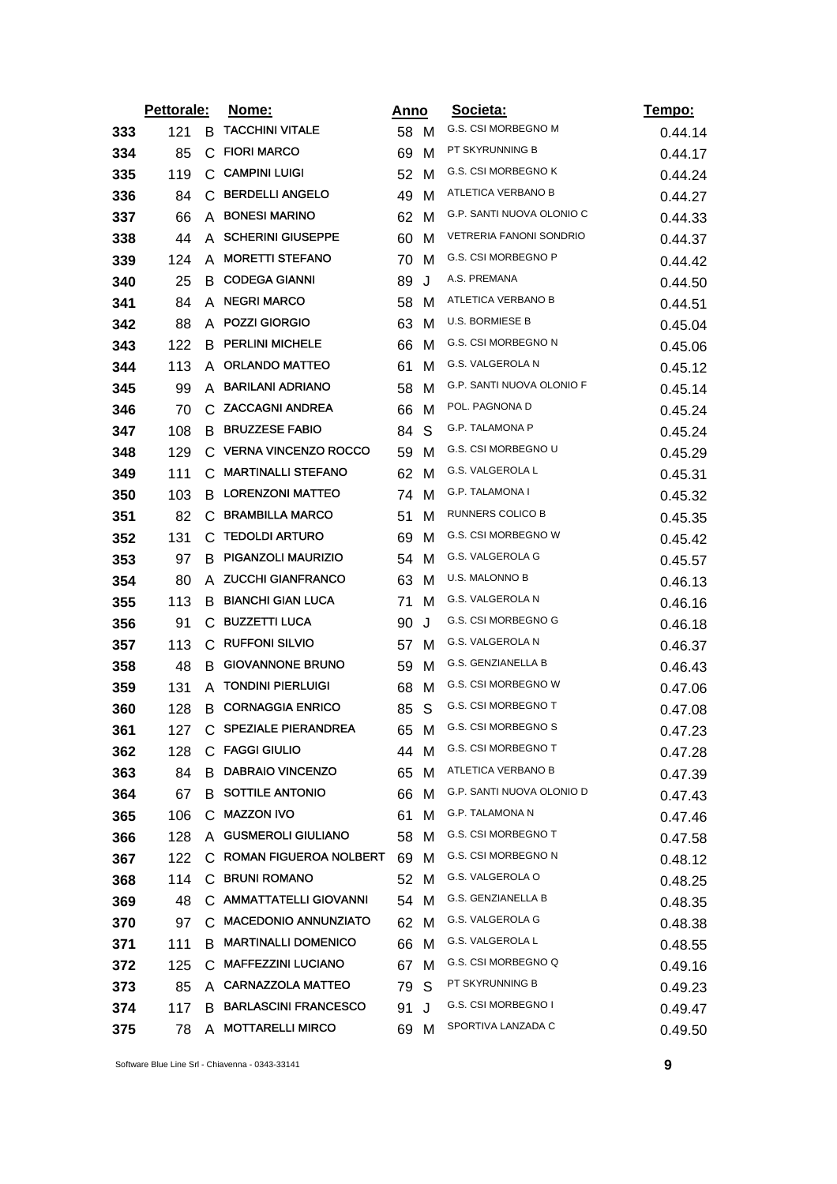| | Pettorale: | | Nome: | Anno | | Societa: | Tempo: |
|---|---|---|---|---|---|---|---|
| 333 | 121 | B | TACCHINI VITALE | 58 | M | G.S. CSI MORBEGNO M | 0.44.14 |
| 334 | 85 | C | FIORI MARCO | 69 | M | PT SKYRUNNING B | 0.44.17 |
| 335 | 119 | C | CAMPINI LUIGI | 52 | M | G.S. CSI MORBEGNO K | 0.44.24 |
| 336 | 84 | C | BERDELLI ANGELO | 49 | M | ATLETICA VERBANO B | 0.44.27 |
| 337 | 66 | A | BONESI MARINO | 62 | M | G.P. SANTI NUOVA OLONIO C | 0.44.33 |
| 338 | 44 | A | SCHERINI GIUSEPPE | 60 | M | VETRERIA FANONI SONDRIO | 0.44.37 |
| 339 | 124 | A | MORETTI STEFANO | 70 | M | G.S. CSI MORBEGNO P | 0.44.42 |
| 340 | 25 | B | CODEGA GIANNI | 89 | J | A.S. PREMANA | 0.44.50 |
| 341 | 84 | A | NEGRI MARCO | 58 | M | ATLETICA VERBANO B | 0.44.51 |
| 342 | 88 | A | POZZI GIORGIO | 63 | M | U.S. BORMIESE B | 0.45.04 |
| 343 | 122 | B | PERLINI MICHELE | 66 | M | G.S. CSI MORBEGNO N | 0.45.06 |
| 344 | 113 | A | ORLANDO MATTEO | 61 | M | G.S. VALGEROLA N | 0.45.12 |
| 345 | 99 | A | BARILANI ADRIANO | 58 | M | G.P. SANTI NUOVA OLONIO F | 0.45.14 |
| 346 | 70 | C | ZACCAGNI ANDREA | 66 | M | POL. PAGNONA D | 0.45.24 |
| 347 | 108 | B | BRUZZESE FABIO | 84 | S | G.P. TALAMONA P | 0.45.24 |
| 348 | 129 | C | VERNA VINCENZO ROCCO | 59 | M | G.S. CSI MORBEGNO U | 0.45.29 |
| 349 | 111 | C | MARTINALLI STEFANO | 62 | M | G.S. VALGEROLA L | 0.45.31 |
| 350 | 103 | B | LORENZONI MATTEO | 74 | M | G.P. TALAMONA I | 0.45.32 |
| 351 | 82 | C | BRAMBILLA MARCO | 51 | M | RUNNERS COLICO B | 0.45.35 |
| 352 | 131 | C | TEDOLDI ARTURO | 69 | M | G.S. CSI MORBEGNO W | 0.45.42 |
| 353 | 97 | B | PIGANZOLI MAURIZIO | 54 | M | G.S. VALGEROLA G | 0.45.57 |
| 354 | 80 | A | ZUCCHI GIANFRANCO | 63 | M | U.S. MALONNO B | 0.46.13 |
| 355 | 113 | B | BIANCHI GIAN LUCA | 71 | M | G.S. VALGEROLA N | 0.46.16 |
| 356 | 91 | C | BUZZETTI LUCA | 90 | J | G.S. CSI MORBEGNO G | 0.46.18 |
| 357 | 113 | C | RUFFONI SILVIO | 57 | M | G.S. VALGEROLA N | 0.46.37 |
| 358 | 48 | B | GIOVANNONE BRUNO | 59 | M | G.S. GENZIANELLA B | 0.46.43 |
| 359 | 131 | A | TONDINI PIERLUIGI | 68 | M | G.S. CSI MORBEGNO W | 0.47.06 |
| 360 | 128 | B | CORNAGGIA ENRICO | 85 | S | G.S. CSI MORBEGNO T | 0.47.08 |
| 361 | 127 | C | SPEZIALE PIERANDREA | 65 | M | G.S. CSI MORBEGNO S | 0.47.23 |
| 362 | 128 | C | FAGGI GIULIO | 44 | M | G.S. CSI MORBEGNO T | 0.47.28 |
| 363 | 84 | B | DABRAIO VINCENZO | 65 | M | ATLETICA VERBANO B | 0.47.39 |
| 364 | 67 | B | SOTTILE ANTONIO | 66 | M | G.P. SANTI NUOVA OLONIO D | 0.47.43 |
| 365 | 106 | C | MAZZON IVO | 61 | M | G.P. TALAMONA N | 0.47.46 |
| 366 | 128 | A | GUSMEROLI GIULIANO | 58 | M | G.S. CSI MORBEGNO T | 0.47.58 |
| 367 | 122 | C | ROMAN FIGUEROA NOLBERT | 69 | M | G.S. CSI MORBEGNO N | 0.48.12 |
| 368 | 114 | C | BRUNI ROMANO | 52 | M | G.S. VALGEROLA O | 0.48.25 |
| 369 | 48 | C | AMMATTATELLI GIOVANNI | 54 | M | G.S. GENZIANELLA B | 0.48.35 |
| 370 | 97 | C | MACEDONIO ANNUNZIATO | 62 | M | G.S. VALGEROLA G | 0.48.38 |
| 371 | 111 | B | MARTINALLI DOMENICO | 66 | M | G.S. VALGEROLA L | 0.48.55 |
| 372 | 125 | C | MAFFEZZINI LUCIANO | 67 | M | G.S. CSI MORBEGNO Q | 0.49.16 |
| 373 | 85 | A | CARNAZZOLA MATTEO | 79 | S | PT SKYRUNNING B | 0.49.23 |
| 374 | 117 | B | BARLASCINI FRANCESCO | 91 | J | G.S. CSI MORBEGNO I | 0.49.47 |
| 375 | 78 | A | MOTTARELLI MIRCO | 69 | M | SPORTIVA LANZADA C | 0.49.50 |

Software Blue Line Srl - Chiavenna - 0343-33141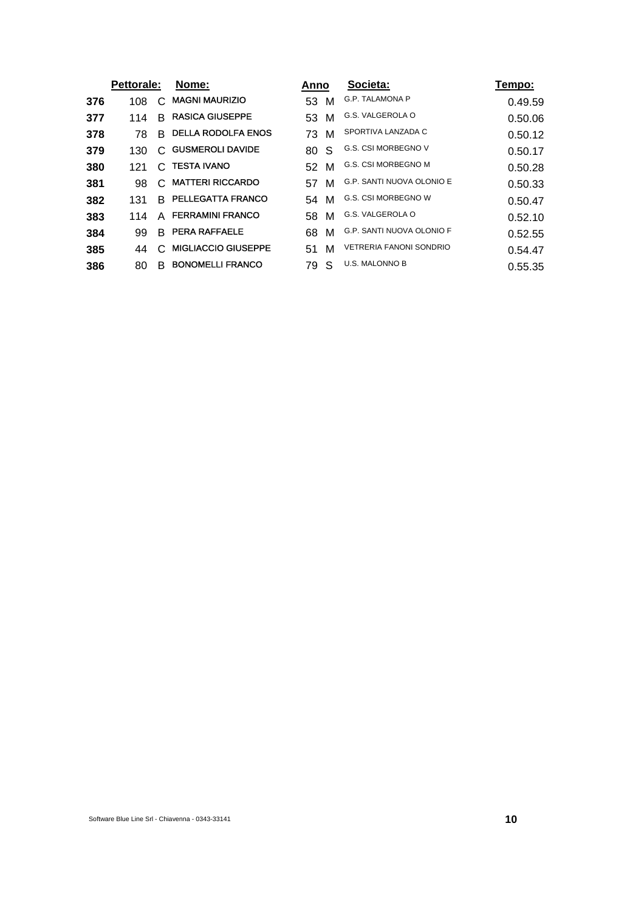| | Pettorale: | | Nome: | Anno | | Societa: | Tempo: |
|---|---|---|---|---|---|---|---|
| **376** | 108 | C | MAGNI MAURIZIO | 53 | M | G.P. TALAMONA P | 0.49.59 |
| **377** | 114 | B | RASICA GIUSEPPE | 53 | M | G.S. VALGEROLA O | 0.50.06 |
| **378** | 78 | B | DELLA RODOLFA ENOS | 73 | M | SPORTIVA LANZADA C | 0.50.12 |
| **379** | 130 | C | GUSMEROLI DAVIDE | 80 | S | G.S. CSI MORBEGNO V | 0.50.17 |
| **380** | 121 | C | TESTA IVANO | 52 | M | G.S. CSI MORBEGNO M | 0.50.28 |
| **381** | 98 | C | MATTERI RICCARDO | 57 | M | G.P. SANTI NUOVA OLONIO E | 0.50.33 |
| **382** | 131 | B | PELLEGATTA FRANCO | 54 | M | G.S. CSI MORBEGNO W | 0.50.47 |
| **383** | 114 | A | FERRAMINI FRANCO | 58 | M | G.S. VALGEROLA O | 0.52.10 |
| **384** | 99 | B | PERA RAFFAELE | 68 | M | G.P. SANTI NUOVA OLONIO F | 0.52.55 |
| **385** | 44 | C | MIGLIACCIO GIUSEPPE | 51 | M | VETRERIA FANONI SONDRIO | 0.54.47 |
| **386** | 80 | B | BONOMELLI FRANCO | 79 | S | U.S. MALONNO B | 0.55.35 |

Software Blue Line Srl - Chiavenna - 0343-33141